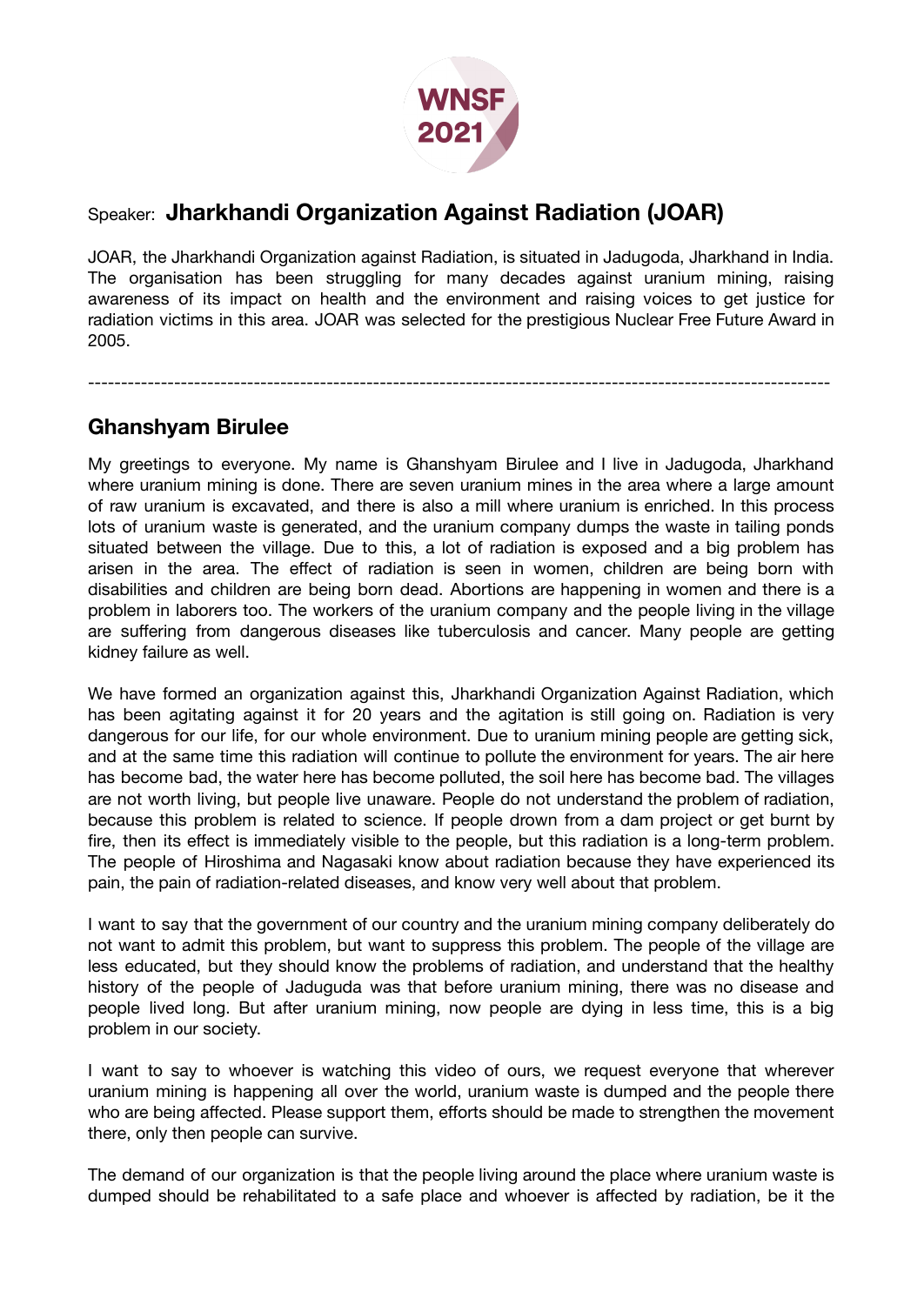Speaker: **Jharkhandi Organization Against Radiation (JOAR)**

JOAR, the Jharkhandi Organization against Radiation, is situated in Jadugoda, Jharkhand in India. The organisation has been struggling for many decades against uranium mining, raising awareness of its impact on health and the environment and raising voices to get justice for radiation victims in this area. JOAR was selected for the prestigious Nuclear Free Future Award in 2005.

---

## Ghanshyam Birulee

My greetings to everyone. My name is Ghanshyam Birulee and I live in Jadugoda, Jharkhand where uranium mining is done. There are seven uranium mines in the area where a large amount of raw uranium is excavated, and there is also a mill where uranium is enriched. In this process lots of uranium waste is generated, and the uranium company dumps the waste in tailing ponds situated between the village. Due to this, a lot of radiation is exposed and a big problem has arisen in the area. The effect of radiation is seen in women, children are being born with disabilities and children are being born dead. Abortions are happening in women and there is a problem in laborers too. The workers of the uranium company and the people living in the village are suffering from dangerous diseases like tuberculosis and cancer. Many people are getting kidney failure as well.

We have formed an organization against this, Jharkhandi Organization Against Radiation, which has been agitating against it for 20 years and the agitation is still going on. Radiation is very dangerous for our life, for our whole environment. Due to uranium mining people are getting sick, and at the same time this radiation will continue to pollute the environment for years. The air here has become bad, the water here has become polluted, the soil here has become bad. The villages are not worth living, but people live unaware. People do not understand the problem of radiation, because this problem is related to science. If people drown from a dam project or get burnt by fire, then its effect is immediately visible to the people, but this radiation is a long-term problem. The people of Hiroshima and Nagasaki know about radiation because they have experienced its pain, the pain of radiation-related diseases, and know very well about that problem.

I want to say that the government of our country and the uranium mining company deliberately do not want to admit this problem, but want to suppress this problem. The people of the village are less educated, but they should know the problems of radiation, and understand that the healthy history of the people of Jaduguda was that before uranium mining, there was no disease and people lived long. But after uranium mining, now people are dying in less time, this is a big problem in our society.

I want to say to whoever is watching this video of ours, we request everyone that wherever uranium mining is happening all over the world, uranium waste is dumped and the people there who are being affected. Please support them, efforts should be made to strengthen the movement there, only then people can survive.

The demand of our organization is that the people living around the place where uranium waste is dumped should be rehabilitated to a safe place and whoever is affected by radiation, be it the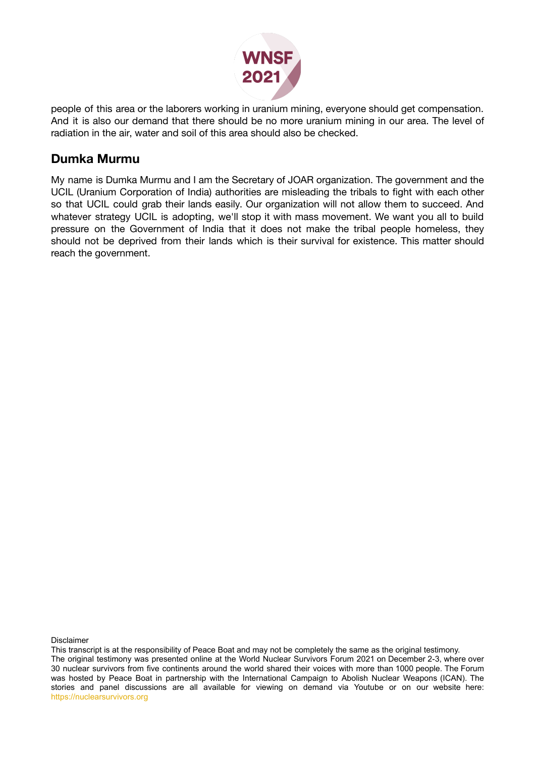people of this area or the laborers working in uranium mining, everyone should get compensation. And it is also our demand that there should be no more uranium mining in our area. The level of radiation in the air, water and soil of this area should also be checked.

## Dumka Murmu

My name is Dumka Murmu and I am the Secretary of JOAR organization. The government and the UCIL (Uranium Corporation of India) authorities are misleading the tribals to fight with each other so that UCIL could grab their lands easily. Our organization will not allow them to succeed. And whatever strategy UCIL is adopting, we'll stop it with mass movement. We want you all to build pressure on the Government of India that it does not make the tribal people homeless, they should not be deprived from their lands which is their survival for existence. This matter should reach the government.

Disclaimer

This transcript is at the responsibility of Peace Boat and may not be completely the same as the original testimony. The original testimony was presented online at the World Nuclear Survivors Forum 2021 on December 2-3, where over 30 nuclear survivors from five continents around the world shared their voices with more than 1000 people. The Forum was hosted by Peace Boat in partnership with the International Campaign to Abolish Nuclear Weapons (ICAN). The stories and panel discussions are all available for viewing on demand via Youtube or on our website here: https://nuclearsurvivors.org